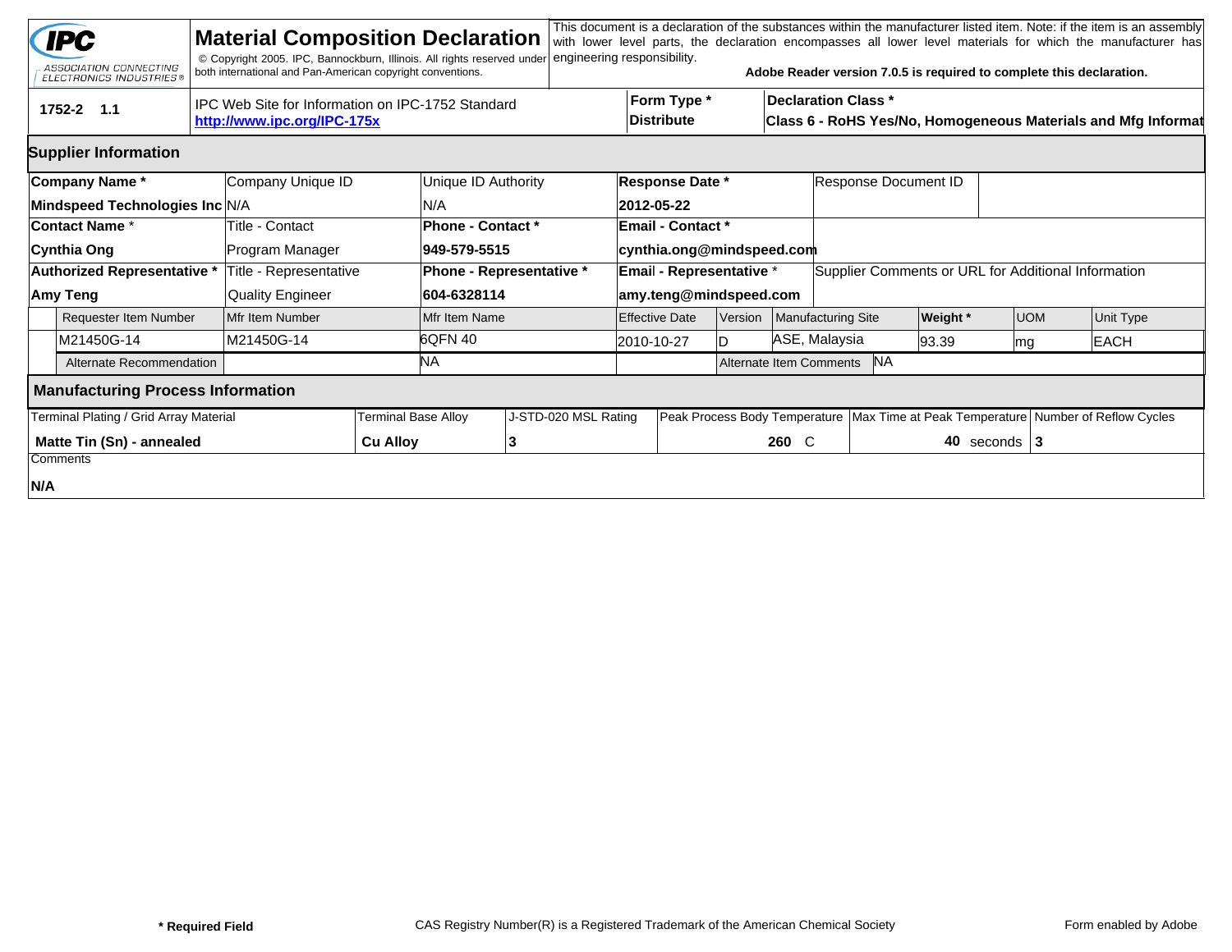# Material Composition Declaration

IPC — ASSOCIATION CONNECTING ELECTRONICS INDUSTRIES®

© Copyright 2005. IPC, Bannockburn, Illinois. All rights reserved under both international and Pan-American copyright conventions.

This document is a declaration of the substances within the manufacturer listed item. Note: if the item is an assembly with lower level parts, the declaration encompasses all lower level materials for which the manufacturer has engineering responsibility.

**Adobe Reader version 7.0.5 is required to complete this declaration.**

| **1752-2 1.1** | IPC Web Site for Information on IPC-1752 Standard **http://www.ipc.org/IPC-175x** | **Form Type *** **Distribute** | **Declaration Class *** **Class 6 - RoHS Yes/No, Homogeneous Materials and Mfg Informat** |
|---|---|---|---|

## Supplier Information

| **Company Name *** | Company Unique ID | Unique ID Authority | **Response Date *** | Response Document ID |
|---|---|---|---|---|
| **Mindspeed Technologies Inc** | N/A | N/A | **2012-05-22** | |
| **Contact Name *** | Title - Contact | **Phone - Contact *** | **Email - Contact *** | |
| **Cynthia Ong** | Program Manager | **949-579-5515** | **cynthia.ong@mindspeed.com** | |
| **Authorized Representative *** | Title - Representative | **Phone - Representative *** | **Email - Representative *** | Supplier Comments or URL for Additional Information |
| **Amy Teng** | Quality Engineer | **604-6328114** | **amy.teng@mindspeed.com** | |

| Requester Item Number | Mfr Item Number | Mfr Item Name | Effective Date | Version | Manufacturing Site | **Weight *** | UOM | Unit Type |
|---|---|---|---|---|---|---|---|---|
| M21450G-14 | M21450G-14 | 6QFN 40 | 2010-10-27 | D | ASE, Malaysia | 93.39 | mg | EACH |
| Alternate Recommendation | | NA | | Alternate Item Comments | NA | | | |

## Manufacturing Process Information

| Terminal Plating / Grid Array Material | Terminal Base Alloy | J-STD-020 MSL Rating | Peak Process Body Temperature | Max Time at Peak Temperature | Number of Reflow Cycles |
|---|---|---|---|---|---|
| **Matte Tin (Sn) - annealed** | **Cu Alloy** | **3** | **260** C | **40** seconds | **3** |

Comments

**N/A**

**\* Required Field**  CAS Registry Number(R) is a Registered Trademark of the American Chemical Society  Form enabled by Adobe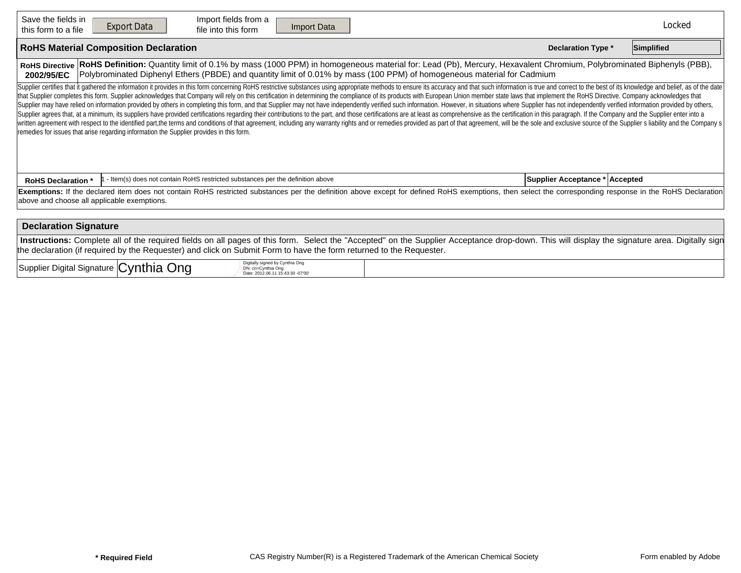Save the fields in this form to a file | Export Data | Import fields from a file into this form | Import Data | Locked

## RoHS Material Composition Declaration

**Declaration Type *** Simplified

| **RoHS Directive 2002/95/EC** | **RoHS Definition:** Quantity limit of 0.1% by mass (1000 PPM) in homogeneous material for: Lead (Pb), Mercury, Hexavalent Chromium, Polybrominated Biphenyls (PBB), Polybrominated Diphenyl Ethers (PBDE) and quantity limit of 0.01% by mass (100 PPM) of homogeneous material for Cadmium |
|---|---|

Supplier certifies that it gathered the information it provides in this form concerning RoHS restrictive substances using appropriate methods to ensure its accuracy and that such information is true and correct to the best of its knowledge and belief, as of the date that Supplier completes this form. Supplier acknowledges that Company will rely on this certification in determining the compliance of its products with European Union member state laws that implement the RoHS Directive. Company acknowledges that Supplier may have relied on information provided by others in completing this form, and that Supplier may not have independently verified such information. However, in situations where Supplier has not independently verified information provided by others, Supplier agrees that, at a minimum, its suppliers have provided certifications regarding their contributions to the part, and those certifications are at least as comprehensive as the certification in this paragraph. If the Company and the Supplier enter into a written agreement with respect to the identified part,the terms and conditions of that agreement, including any warranty rights and or remedies provided as part of that agreement, will be the sole and exclusive source of the Supplier s liability and the Company s remedies for issues that arise regarding information the Supplier provides in this form.

| **RoHS Declaration *** | 1 - Item(s) does not contain RoHS restricted substances per the definition above | **Supplier Acceptance *** | **Accepted** |
|---|---|---|---|

**Exemptions:** If the declared item does not contain RoHS restricted substances per the definition above except for defined RoHS exemptions, then select the corresponding response in the RoHS Declaration above and choose all applicable exemptions.

## Declaration Signature

**Instructions:** Complete all of the required fields on all pages of this form. Select the "Accepted" on the Supplier Acceptance drop-down. This will display the signature area. Digitally sign the declaration (if required by the Requester) and click on Submit Form to have the form returned to the Requester.

| Supplier Digital Signature | Cynthia Ong — Digitally signed by Cynthia Ong DN: cn=Cynthia Ong Date: 2012.06.11 15:43:30 -07'00' | |
|---|---|---|

**\* Required Field** CAS Registry Number(R) is a Registered Trademark of the American Chemical Society Form enabled by Adobe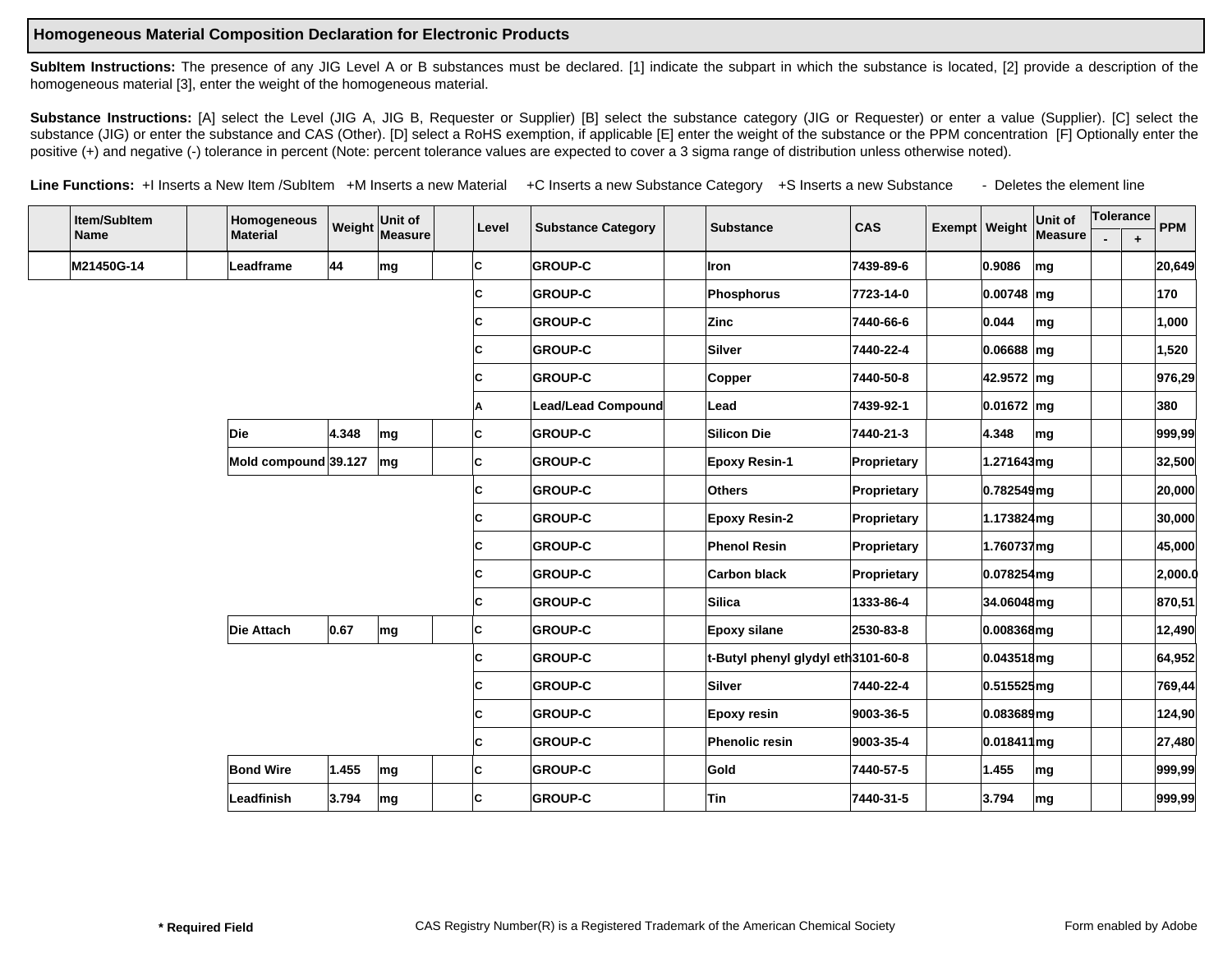## Homogeneous Material Composition Declaration for Electronic Products

**SubItem Instructions:** The presence of any JIG Level A or B substances must be declared. [1] indicate the subpart in which the substance is located, [2] provide a description of the homogeneous material [3], enter the weight of the homogeneous material.

**Substance Instructions:** [A] select the Level (JIG A, JIG B, Requester or Supplier) [B] select the substance category (JIG or Requester) or enter a value (Supplier). [C] select the substance (JIG) or enter the substance and CAS (Other). [D] select a RoHS exemption, if applicable [E] enter the weight of the substance or the PPM concentration [F] Optionally enter the positive (+) and negative (-) tolerance in percent (Note: percent tolerance values are expected to cover a 3 sigma range of distribution unless otherwise noted).

**Line Functions:** +I Inserts a New Item /SubItem +M Inserts a new Material +C Inserts a new Substance Category +S Inserts a new Substance - Deletes the element line

| Item/SubItem Name | Homogeneous Material | Weight | Unit of Measure | Level | Substance Category | Substance | CAS | Exempt | Weight | Unit of Measure | Tolerance - | Tolerance + | PPM |
|---|---|---|---|---|---|---|---|---|---|---|---|---|---|
| M21450G-14 | Leadframe | 44 | mg | C | GROUP-C | Iron | 7439-89-6 | | 0.9086 | mg | | | 20,649 |
| | | | | C | GROUP-C | Phosphorus | 7723-14-0 | | 0.00748 | mg | | | 170 |
| | | | | C | GROUP-C | Zinc | 7440-66-6 | | 0.044 | mg | | | 1,000 |
| | | | | C | GROUP-C | Silver | 7440-22-4 | | 0.06688 | mg | | | 1,520 |
| | | | | C | GROUP-C | Copper | 7440-50-8 | | 42.9572 | mg | | | 976,29 |
| | | | | A | Lead/Lead Compound | Lead | 7439-92-1 | | 0.01672 | mg | | | 380 |
| | Die | 4.348 | mg | C | GROUP-C | Silicon Die | 7440-21-3 | | 4.348 | mg | | | 999,99 |
| | Mold compound | 39.127 | mg | C | GROUP-C | Epoxy Resin-1 | Proprietary | | 1.271643 | mg | | | 32,500 |
| | | | | C | GROUP-C | Others | Proprietary | | 0.782549 | mg | | | 20,000 |
| | | | | C | GROUP-C | Epoxy Resin-2 | Proprietary | | 1.173824 | mg | | | 30,000 |
| | | | | C | GROUP-C | Phenol Resin | Proprietary | | 1.760737 | mg | | | 45,000 |
| | | | | C | GROUP-C | Carbon black | Proprietary | | 0.078254 | mg | | | 2,000.0 |
| | | | | C | GROUP-C | Silica | 1333-86-4 | | 34.06048 | mg | | | 870,51 |
| | Die Attach | 0.67 | mg | C | GROUP-C | Epoxy silane | 2530-83-8 | | 0.008368 | mg | | | 12,490 |
| | | | | C | GROUP-C | t-Butyl phenyl glydyl eth | 3101-60-8 | | 0.043518 | mg | | | 64,952 |
| | | | | C | GROUP-C | Silver | 7440-22-4 | | 0.515525 | mg | | | 769,44 |
| | | | | C | GROUP-C | Epoxy resin | 9003-36-5 | | 0.083689 | mg | | | 124,90 |
| | | | | C | GROUP-C | Phenolic resin | 9003-35-4 | | 0.018411 | mg | | | 27,480 |
| | Bond Wire | 1.455 | mg | C | GROUP-C | Gold | 7440-57-5 | | 1.455 | mg | | | 999,99 |
| | Leadfinish | 3.794 | mg | C | GROUP-C | Tin | 7440-31-5 | | 3.794 | mg | | | 999,99 |

* Required Field

CAS Registry Number(R) is a Registered Trademark of the American Chemical Society

Form enabled by Adobe